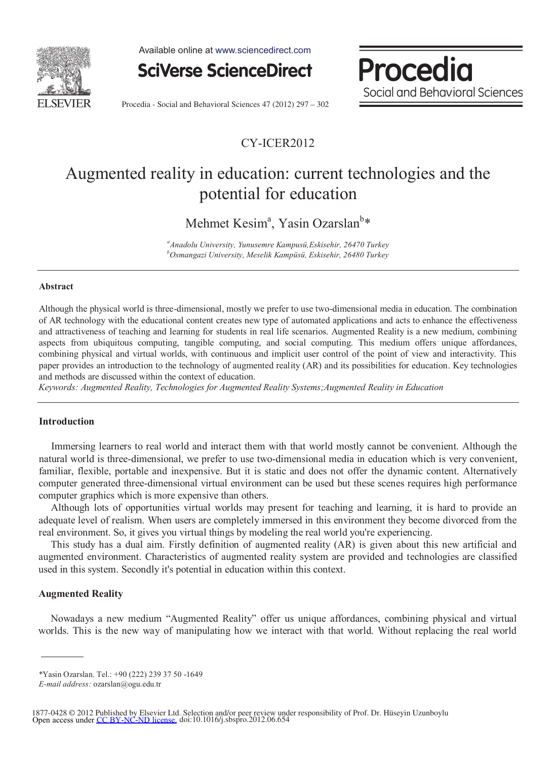CY-ICER2012

# Augmented reality in education: current technologies and the potential for education

Mehmet Kesim[a], Yasin Ozarslan[b]*

[a]*Anadolu University, Yunusemre Kampusü,Eskisehir, 26470 Turkey*
[b]*Osmangazi University, Meselik Kampüsü, Eskisehir, 26480 Turkey*

---

### Abstract

Although the physical world is three-dimensional, mostly we prefer to use two-dimensional media in education. The combination of AR technology with the educational content creates new type of automated applications and acts to enhance the effectiveness and attractiveness of teaching and learning for students in real life scenarios. Augmented Reality is a new medium, combining aspects from ubiquitous computing, tangible computing, and social computing. This medium offers unique affordances, combining physical and virtual worlds, with continuous and implicit user control of the point of view and interactivity. This paper provides an introduction to the technology of augmented reality (AR) and its possibilities for education. Key technologies and methods are discussed within the context of education.

*Keywords: Augmented Reality, Technologies for Augmented Reality Systems;Augmented Reality in Education*

---

## Introduction

Immersing learners to real world and interact them with that world mostly cannot be convenient. Although the natural world is three-dimensional, we prefer to use two-dimensional media in education which is very convenient, familiar, flexible, portable and inexpensive. But it is static and does not offer the dynamic content. Alternatively computer generated three-dimensional virtual environment can be used but these scenes requires high performance computer graphics which is more expensive than others.

Although lots of opportunities virtual worlds may present for teaching and learning, it is hard to provide an adequate level of realism. When users are completely immersed in this environment they become divorced from the real environment. So, it gives you virtual things by modeling the real world you're experiencing.

This study has a dual aim. Firstly definition of augmented reality (AR) is given about this new artificial and augmented environment. Characteristics of augmented reality system are provided and technologies are classified used in this system. Secondly it's potential in education within this context.

## Augmented Reality

Nowadays a new medium "Augmented Reality" offer us unique affordances, combining physical and virtual worlds. This is the new way of manipulating how we interact with that world. Without replacing the real world

---

*Yasin Ozarslan. Tel.: +90 (222) 239 37 50 -1649
*E-mail address:* ozarslan@ogu.edu.tr

1877-0428 © 2012 Published by Elsevier Ltd. Selection and/or peer review under responsibility of Prof. Dr. Hüseyin Uzunboylu
Open access under CC BY-NC-ND license. doi:10.1016/j.sbspro.2012.06.654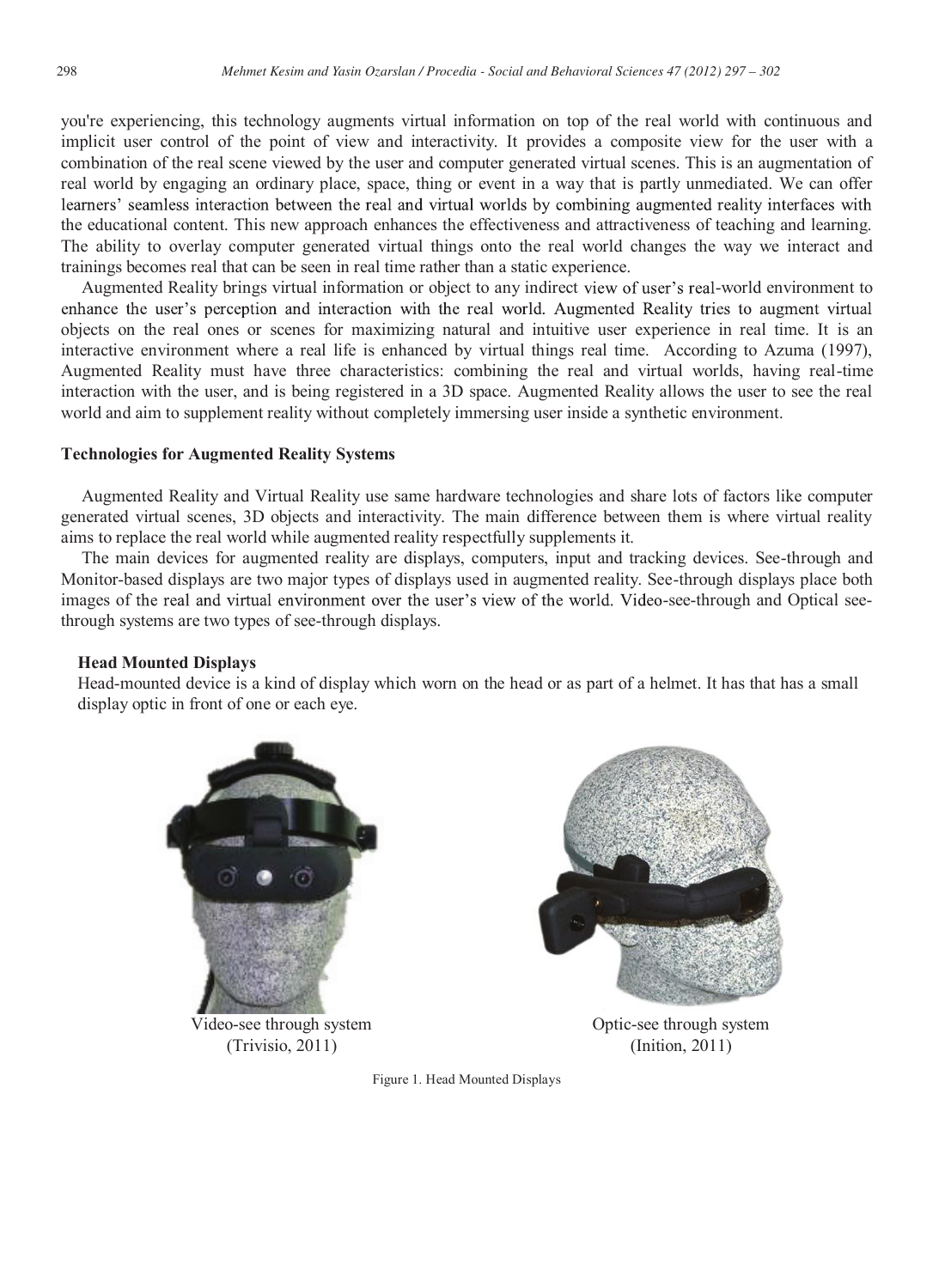you're experiencing, this technology augments virtual information on top of the real world with continuous and implicit user control of the point of view and interactivity. It provides a composite view for the user with a combination of the real scene viewed by the user and computer generated virtual scenes. This is an augmentation of real world by engaging an ordinary place, space, thing or event in a way that is partly unmediated. We can offer learners' seamless interaction between the real and virtual worlds by combining augmented reality interfaces with the educational content. This new approach enhances the effectiveness and attractiveness of teaching and learning. The ability to overlay computer generated virtual things onto the real world changes the way we interact and trainings becomes real that can be seen in real time rather than a static experience.

Augmented Reality brings virtual information or object to any indirect view of user's real-world environment to enhance the user's perception and interaction with the real world. Augmented Reality tries to augment virtual objects on the real ones or scenes for maximizing natural and intuitive user experience in real time. It is an interactive environment where a real life is enhanced by virtual things real time. According to Azuma (1997), Augmented Reality must have three characteristics: combining the real and virtual worlds, having real-time interaction with the user, and is being registered in a 3D space. Augmented Reality allows the user to see the real world and aim to supplement reality without completely immersing user inside a synthetic environment.

## Technologies for Augmented Reality Systems

Augmented Reality and Virtual Reality use same hardware technologies and share lots of factors like computer generated virtual scenes, 3D objects and interactivity. The main difference between them is where virtual reality aims to replace the real world while augmented reality respectfully supplements it.

The main devices for augmented reality are displays, computers, input and tracking devices. See-through and Monitor-based displays are two major types of displays used in augmented reality. See-through displays place both images of the real and virtual environment over the user's view of the world. Video-see-through and Optical see-through systems are two types of see-through displays.

### Head Mounted Displays

Head-mounted device is a kind of display which worn on the head or as part of a helmet. It has that has a small display optic in front of one or each eye.

Video-see through system (Trivisio, 2011)

Optic-see through system (Inition, 2011)

Figure 1. Head Mounted Displays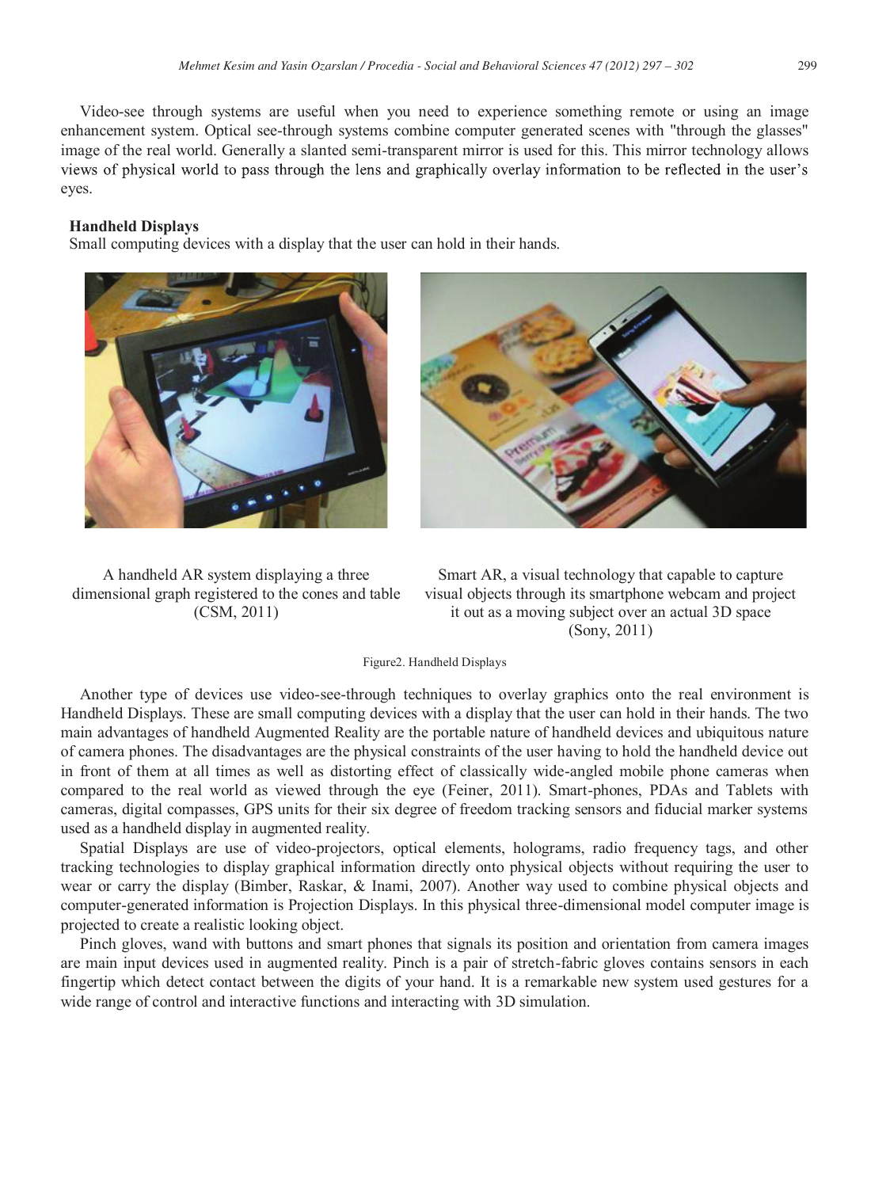Video-see through systems are useful when you need to experience something remote or using an image enhancement system. Optical see-through systems combine computer generated scenes with "through the glasses" image of the real world. Generally a slanted semi-transparent mirror is used for this. This mirror technology allows views of physical world to pass through the lens and graphically overlay information to be reflected in the user's eyes.

**Handheld Displays**

Small computing devices with a display that the user can hold in their hands.

A handheld AR system displaying a three dimensional graph registered to the cones and table (CSM, 2011)

Smart AR, a visual technology that capable to capture visual objects through its smartphone webcam and project it out as a moving subject over an actual 3D space (Sony, 2011)

Figure2. Handheld Displays

Another type of devices use video-see-through techniques to overlay graphics onto the real environment is Handheld Displays. These are small computing devices with a display that the user can hold in their hands. The two main advantages of handheld Augmented Reality are the portable nature of handheld devices and ubiquitous nature of camera phones. The disadvantages are the physical constraints of the user having to hold the handheld device out in front of them at all times as well as distorting effect of classically wide-angled mobile phone cameras when compared to the real world as viewed through the eye (Feiner, 2011). Smart-phones, PDAs and Tablets with cameras, digital compasses, GPS units for their six degree of freedom tracking sensors and fiducial marker systems used as a handheld display in augmented reality.

Spatial Displays are use of video-projectors, optical elements, holograms, radio frequency tags, and other tracking technologies to display graphical information directly onto physical objects without requiring the user to wear or carry the display (Bimber, Raskar, & Inami, 2007). Another way used to combine physical objects and computer-generated information is Projection Displays. In this physical three-dimensional model computer image is projected to create a realistic looking object.

Pinch gloves, wand with buttons and smart phones that signals its position and orientation from camera images are main input devices used in augmented reality. Pinch is a pair of stretch-fabric gloves contains sensors in each fingertip which detect contact between the digits of your hand. It is a remarkable new system used gestures for a wide range of control and interactive functions and interacting with 3D simulation.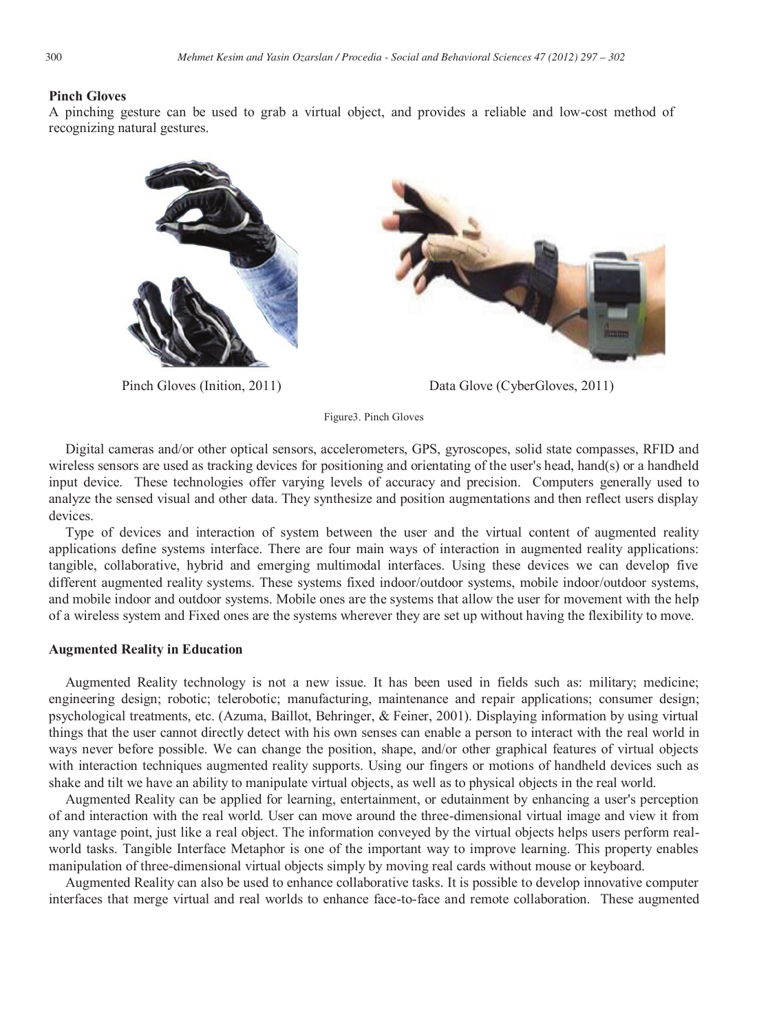**Pinch Gloves**

A pinching gesture can be used to grab a virtual object, and provides a reliable and low-cost method of recognizing natural gestures.

Pinch Gloves (Inition, 2011)

Data Glove (CyberGloves, 2011)

Figure3. Pinch Gloves

Digital cameras and/or other optical sensors, accelerometers, GPS, gyroscopes, solid state compasses, RFID and wireless sensors are used as tracking devices for positioning and orientating of the user's head, hand(s) or a handheld input device. These technologies offer varying levels of accuracy and precision. Computers generally used to analyze the sensed visual and other data. They synthesize and position augmentations and then reflect users display devices.

Type of devices and interaction of system between the user and the virtual content of augmented reality applications define systems interface. There are four main ways of interaction in augmented reality applications: tangible, collaborative, hybrid and emerging multimodal interfaces. Using these devices we can develop five different augmented reality systems. These systems fixed indoor/outdoor systems, mobile indoor/outdoor systems, and mobile indoor and outdoor systems. Mobile ones are the systems that allow the user for movement with the help of a wireless system and Fixed ones are the systems wherever they are set up without having the flexibility to move.

**Augmented Reality in Education**

Augmented Reality technology is not a new issue. It has been used in fields such as: military; medicine; engineering design; robotic; telerobotic; manufacturing, maintenance and repair applications; consumer design; psychological treatments, etc. (Azuma, Baillot, Behringer, & Feiner, 2001). Displaying information by using virtual things that the user cannot directly detect with his own senses can enable a person to interact with the real world in ways never before possible. We can change the position, shape, and/or other graphical features of virtual objects with interaction techniques augmented reality supports. Using our fingers or motions of handheld devices such as shake and tilt we have an ability to manipulate virtual objects, as well as to physical objects in the real world.

Augmented Reality can be applied for learning, entertainment, or edutainment by enhancing a user's perception of and interaction with the real world. User can move around the three-dimensional virtual image and view it from any vantage point, just like a real object. The information conveyed by the virtual objects helps users perform real-world tasks. Tangible Interface Metaphor is one of the important way to improve learning. This property enables manipulation of three-dimensional virtual objects simply by moving real cards without mouse or keyboard.

Augmented Reality can also be used to enhance collaborative tasks. It is possible to develop innovative computer interfaces that merge virtual and real worlds to enhance face-to-face and remote collaboration. These augmented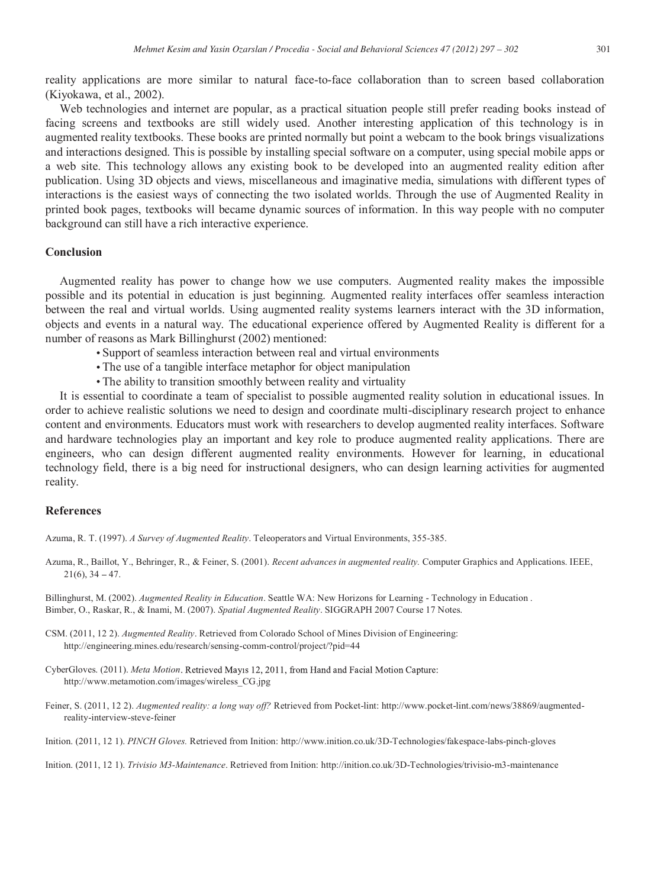reality applications are more similar to natural face-to-face collaboration than to screen based collaboration (Kiyokawa, et al., 2002).

Web technologies and internet are popular, as a practical situation people still prefer reading books instead of facing screens and textbooks are still widely used. Another interesting application of this technology is in augmented reality textbooks. These books are printed normally but point a webcam to the book brings visualizations and interactions designed. This is possible by installing special software on a computer, using special mobile apps or a web site. This technology allows any existing book to be developed into an augmented reality edition after publication. Using 3D objects and views, miscellaneous and imaginative media, simulations with different types of interactions is the easiest ways of connecting the two isolated worlds. Through the use of Augmented Reality in printed book pages, textbooks will became dynamic sources of information. In this way people with no computer background can still have a rich interactive experience.

## Conclusion

Augmented reality has power to change how we use computers. Augmented reality makes the impossible possible and its potential in education is just beginning. Augmented reality interfaces offer seamless interaction between the real and virtual worlds. Using augmented reality systems learners interact with the 3D information, objects and events in a natural way. The educational experience offered by Augmented Reality is different for a number of reasons as Mark Billinghurst (2002) mentioned:

- Support of seamless interaction between real and virtual environments
- The use of a tangible interface metaphor for object manipulation
- The ability to transition smoothly between reality and virtuality

It is essential to coordinate a team of specialist to possible augmented reality solution in educational issues. In order to achieve realistic solutions we need to design and coordinate multi-disciplinary research project to enhance content and environments. Educators must work with researchers to develop augmented reality interfaces. Software and hardware technologies play an important and key role to produce augmented reality applications. There are engineers, who can design different augmented reality environments. However for learning, in educational technology field, there is a big need for instructional designers, who can design learning activities for augmented reality.

## References

Azuma, R. T. (1997). *A Survey of Augmented Reality*. Teleoperators and Virtual Environments, 355-385.

Azuma, R., Baillot, Y., Behringer, R., & Feiner, S. (2001). *Recent advances in augmented reality.* Computer Graphics and Applications. IEEE, 21(6), 34 – 47.

Billinghurst, M. (2002). *Augmented Reality in Education*. Seattle WA: New Horizons for Learning - Technology in Education .

Bimber, O., Raskar, R., & Inami, M. (2007). *Spatial Augmented Reality*. SIGGRAPH 2007 Course 17 Notes.

CSM. (2011, 12 2). *Augmented Reality*. Retrieved from Colorado School of Mines Division of Engineering: http://engineering.mines.edu/research/sensing-comm-control/project/?pid=44

CyberGloves. (2011). *Meta Motion*. Retrieved Mayıs 12, 2011, from Hand and Facial Motion Capture: http://www.metamotion.com/images/wireless_CG.jpg

Feiner, S. (2011, 12 2). *Augmented reality: a long way off?* Retrieved from Pocket-lint: http://www.pocket-lint.com/news/38869/augmented-reality-interview-steve-feiner

Inition. (2011, 12 1). *PINCH Gloves.* Retrieved from Inition: http://www.inition.co.uk/3D-Technologies/fakespace-labs-pinch-gloves

Inition. (2011, 12 1). *Trivisio M3-Maintenance*. Retrieved from Inition: http://inition.co.uk/3D-Technologies/trivisio-m3-maintenance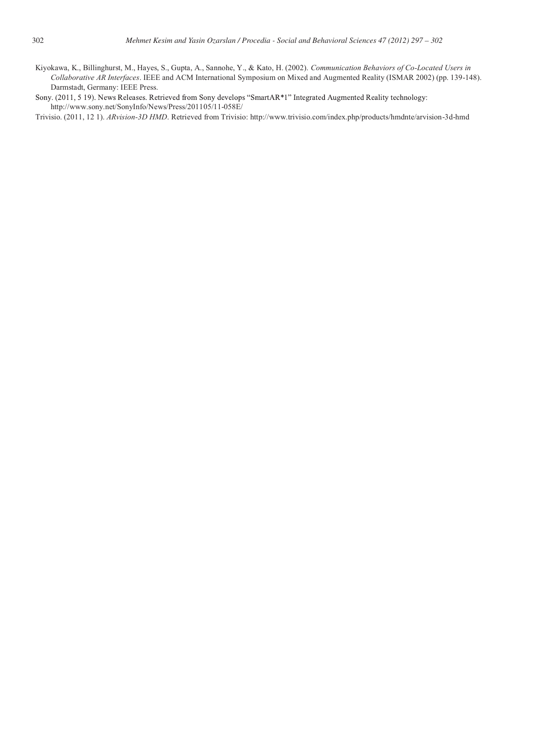Kiyokawa, K., Billinghurst, M., Hayes, S., Gupta, A., Sannohe, Y., & Kato, H. (2002). *Communication Behaviors of Co-Located Users in Collaborative AR Interfaces*. IEEE and ACM International Symposium on Mixed and Augmented Reality (ISMAR 2002) (pp. 139-148). Darmstadt, Germany: IEEE Press.

Sony. (2011, 5 19). News Releases. Retrieved from Sony develops "SmartAR*1" Integrated Augmented Reality technology: http://www.sony.net/SonyInfo/News/Press/201105/11-058E/

Trivisio. (2011, 12 1). *ARvision-3D HMD*. Retrieved from Trivisio: http://www.trivisio.com/index.php/products/hmdnte/arvision-3d-hmd